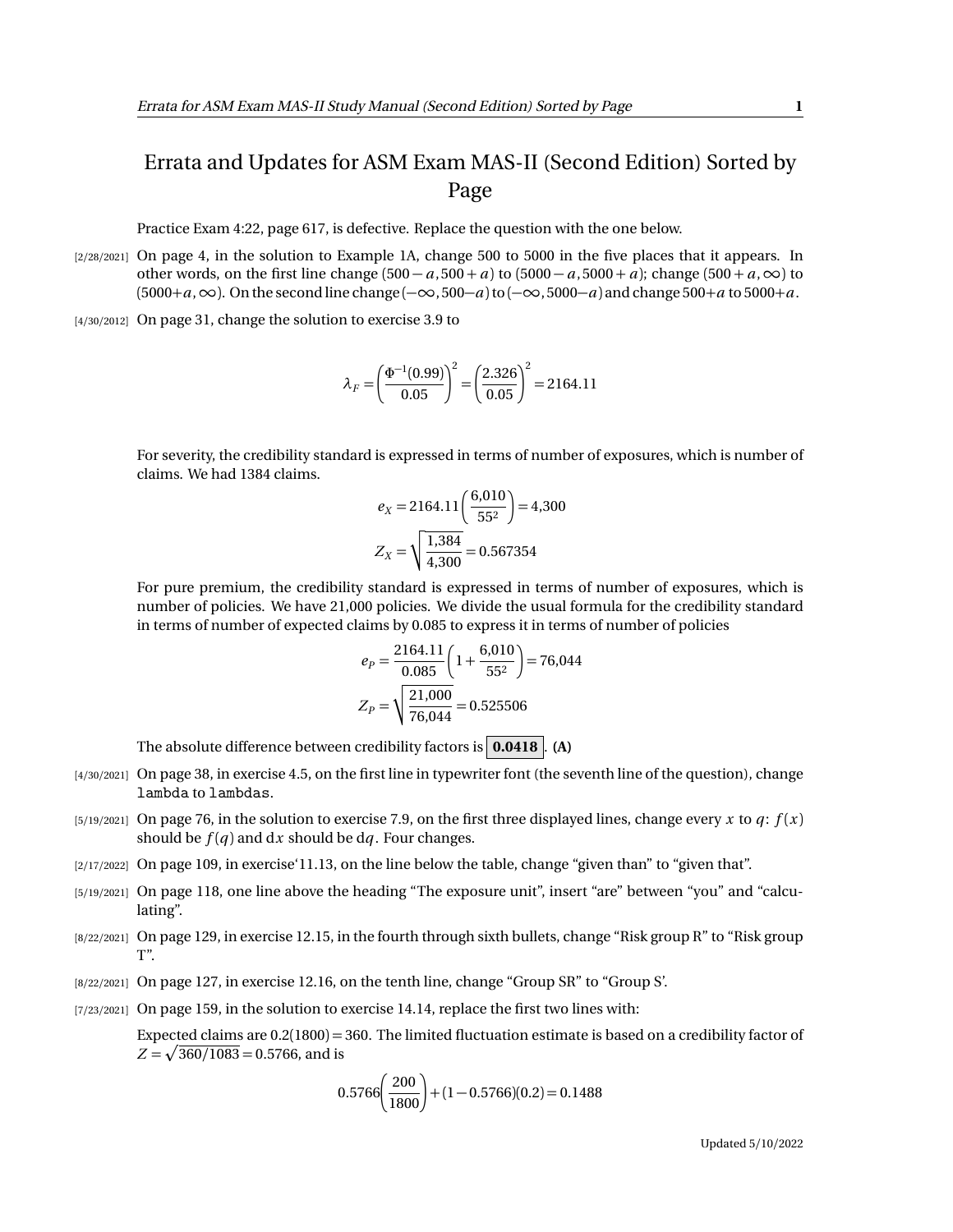# Errata and Updates for ASM Exam MAS-II (Second Edition) Sorted by Page

Practice Exam 4:22, page 617, is defective. Replace the question with the one below.

[2/28/2021] On page 4, in the solution to Example 1A, change 500 to 5000 in the five places that it appears. In other words, on the first line change $(500-a, 500+a)$ to $(5000-a, 5000+a)$; change $(500+a, \infty)$ to $(5000+a, \infty)$. On the second line change $(-\infty, 500-a)$ to $(-\infty, 5000-a)$ and change $500+a$ to $5000+a$.

[4/30/2012] On page 31, change the solution to exercise 3.9 to

$$\lambda_F = \left(\frac{\Phi^{-1}(0.99)}{0.05}\right)^2 = \left(\frac{2.326}{0.05}\right)^2 = 2164.11$$

For severity, the credibility standard is expressed in terms of number of exposures, which is number of claims. We had 1384 claims.

$$e_X = 2164.11\left(\frac{6{,}010}{55^2}\right) = 4{,}300$$

$$Z_X = \sqrt{\frac{1{,}384}{4{,}300}} = 0.567354$$

For pure premium, the credibility standard is expressed in terms of number of exposures, which is number of policies. We have 21,000 policies. We divide the usual formula for the credibility standard in terms of number of expected claims by 0.085 to express it in terms of number of policies

$$e_P = \frac{2164.11}{0.085}\left(1 + \frac{6{,}010}{55^2}\right) = 76{,}044$$

$$Z_P = \sqrt{\frac{21{,}000}{76{,}044}} = 0.525506$$

The absolute difference between credibility factors is **0.0418**. **(A)**

[4/30/2021] On page 38, in exercise 4.5, on the first line in typewriter font (the seventh line of the question), change `lambda` to `lambdas`.

[5/19/2021] On page 76, in the solution to exercise 7.9, on the first three displayed lines, change every $x$ to $q$: $f(x)$ should be $f(q)$ and $\mathrm{d}x$ should be $\mathrm{d}q$. Four changes.

[2/17/2022] On page 109, in exercise'11.13, on the line below the table, change "given than" to "given that".

[5/19/2021] On page 118, one line above the heading "The exposure unit", insert "are" between "you" and "calculating".

[8/22/2021] On page 129, in exercise 12.15, in the fourth through sixth bullets, change "Risk group R" to "Risk group T".

[8/22/2021] On page 127, in exercise 12.16, on the tenth line, change "Group SR" to "Group S'.

[7/23/2021] On page 159, in the solution to exercise 14.14, replace the first two lines with:

Expected claims are $0.2(1800) = 360$. The limited fluctuation estimate is based on a credibility factor of $Z = \sqrt{360/1083} = 0.5766$, and is

$$0.5766\left(\frac{200}{1800}\right) + (1 - 0.5766)(0.2) = 0.1488$$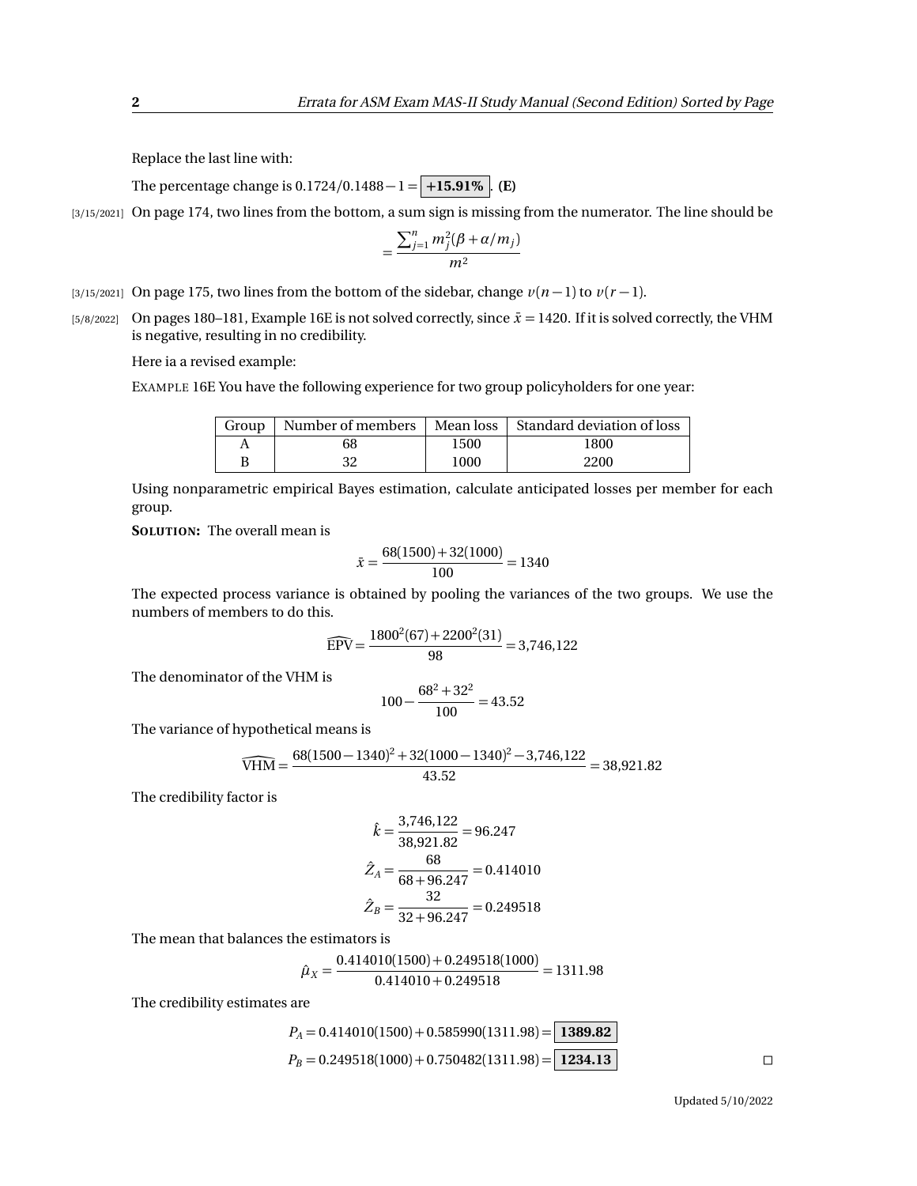Replace the last line with:

The percentage change is $0.1724/0.1488 - 1 = \boxed{\textbf{+15.91\%}}$. **(E)**

[3/15/2021] On page 174, two lines from the bottom, a sum sign is missing from the numerator. The line should be

$$= \frac{\sum_{j=1}^{n} m_j^2(\beta + \alpha/m_j)}{m^2}$$

[3/15/2021] On page 175, two lines from the bottom of the sidebar, change $v(n-1)$ to $v(r-1)$.

[5/8/2022] On pages 180–181, Example 16E is not solved correctly, since $\bar{x} = 1420$. If it is solved correctly, the VHM is negative, resulting in no credibility.

Here ia a revised example:

EXAMPLE 16E You have the following experience for two group policyholders for one year:

| Group | Number of members | Mean loss | Standard deviation of loss |
|---|---|---|---|
| A | 68 | 1500 | 1800 |
| B | 32 | 1000 | 2200 |

Using nonparametric empirical Bayes estimation, calculate anticipated losses per member for each group.

**SOLUTION:** The overall mean is

$$\bar{x} = \frac{68(1500) + 32(1000)}{100} = 1340$$

The expected process variance is obtained by pooling the variances of the two groups. We use the numbers of members to do this.

$$\widehat{\text{EPV}} = \frac{1800^2(67) + 2200^2(31)}{98} = 3{,}746{,}122$$

The denominator of the VHM is

$$100 - \frac{68^2 + 32^2}{100} = 43.52$$

The variance of hypothetical means is

$$\widehat{\text{VHM}} = \frac{68(1500-1340)^2 + 32(1000-1340)^2 - 3{,}746{,}122}{43.52} = 38{,}921.82$$

The credibility factor is

$$\hat{k} = \frac{3{,}746{,}122}{38{,}921.82} = 96.247$$

$$\hat{Z}_A = \frac{68}{68 + 96.247} = 0.414010$$

$$\hat{Z}_B = \frac{32}{32 + 96.247} = 0.249518$$

The mean that balances the estimators is

$$\hat{\mu}_X = \frac{0.414010(1500) + 0.249518(1000)}{0.414010 + 0.249518} = 1311.98$$

The credibility estimates are

$$P_A = 0.414010(1500) + 0.585990(1311.98) = \boxed{\textbf{1389.82}}$$

$$P_B = 0.249518(1000) + 0.750482(1311.98) = \boxed{\textbf{1234.13}}$$

□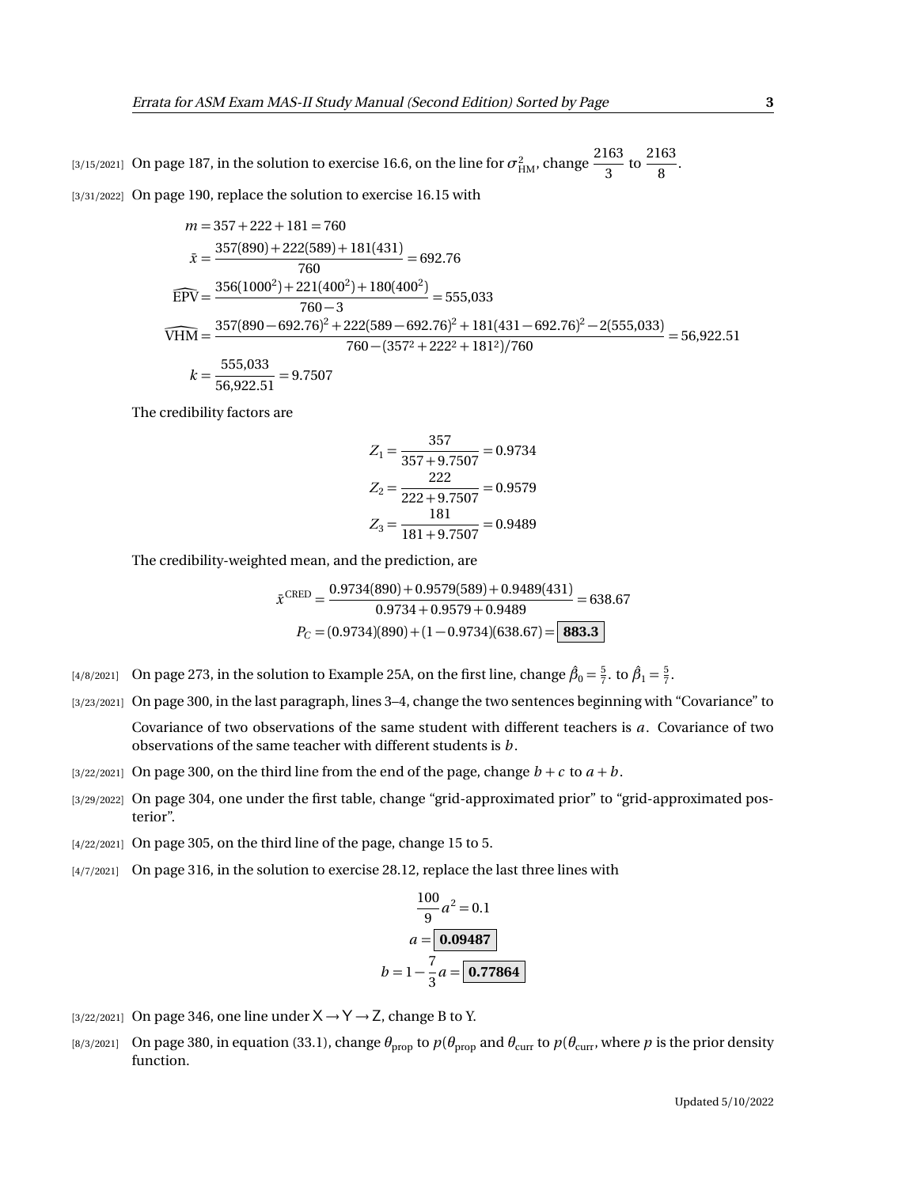[3/15/2021] On page 187, in the solution to exercise 16.6, on the line for $\sigma^2_{\text{HM}}$, change $\dfrac{2163}{3}$ to $\dfrac{2163}{8}$.

[3/31/2022] On page 190, replace the solution to exercise 16.15 with

$$
\begin{aligned}
m &= 357 + 222 + 181 = 760 \\
\bar{x} &= \frac{357(890) + 222(589) + 181(431)}{760} = 692.76 \\
\widehat{\text{EPV}} &= \frac{356(1000^2) + 221(400^2) + 180(400^2)}{760 - 3} = 555{,}033 \\
\widehat{\text{VHM}} &= \frac{357(890 - 692.76)^2 + 222(589 - 692.76)^2 + 181(431 - 692.76)^2 - 2(555{,}033)}{760 - (357^2 + 222^2 + 181^2)/760} = 56{,}922.51 \\
k &= \frac{555{,}033}{56{,}922.51} = 9.7507
\end{aligned}
$$

The credibility factors are

$$
\begin{aligned}
Z_1 &= \frac{357}{357 + 9.7507} = 0.9734 \\
Z_2 &= \frac{222}{222 + 9.7507} = 0.9579 \\
Z_3 &= \frac{181}{181 + 9.7507} = 0.9489
\end{aligned}
$$

The credibility-weighted mean, and the prediction, are

$$
\begin{aligned}
\bar{x}^{\text{CRED}} &= \frac{0.9734(890) + 0.9579(589) + 0.9489(431)}{0.9734 + 0.9579 + 0.9489} = 638.67 \\
P_C &= (0.9734)(890) + (1 - 0.9734)(638.67) = \boxed{\mathbf{883.3}}
\end{aligned}
$$

[4/8/2021] On page 273, in the solution to Example 25A, on the first line, change $\hat{\beta}_0 = \frac{5}{7}$. to $\hat{\beta}_1 = \frac{5}{7}$.

[3/23/2021] On page 300, in the last paragraph, lines 3–4, change the two sentences beginning with "Covariance" to

Covariance of two observations of the same student with different teachers is $a$. Covariance of two observations of the same teacher with different students is $b$.

[3/22/2021] On page 300, on the third line from the end of the page, change $b + c$ to $a + b$.

[3/29/2022] On page 304, one under the first table, change "grid-approximated prior" to "grid-approximated posterior".

[4/22/2021] On page 305, on the third line of the page, change 15 to 5.

[4/7/2021] On page 316, in the solution to exercise 28.12, replace the last three lines with

$$
\begin{aligned}
\frac{100}{9}a^2 &= 0.1 \\
a &= \boxed{\mathbf{0.09487}} \\
b = 1 - \frac{7}{3}a &= \boxed{\mathbf{0.77864}}
\end{aligned}
$$

[3/22/2021] On page 346, one line under $\mathsf{X} \to \mathsf{Y} \to \mathsf{Z}$, change B to Y.

[8/3/2021] On page 380, in equation (33.1), change $\theta_{\text{prop}}$ to $p(\theta_{\text{prop}}$ and $\theta_{\text{curr}}$ to $p(\theta_{\text{curr}}$, where $p$ is the prior density function.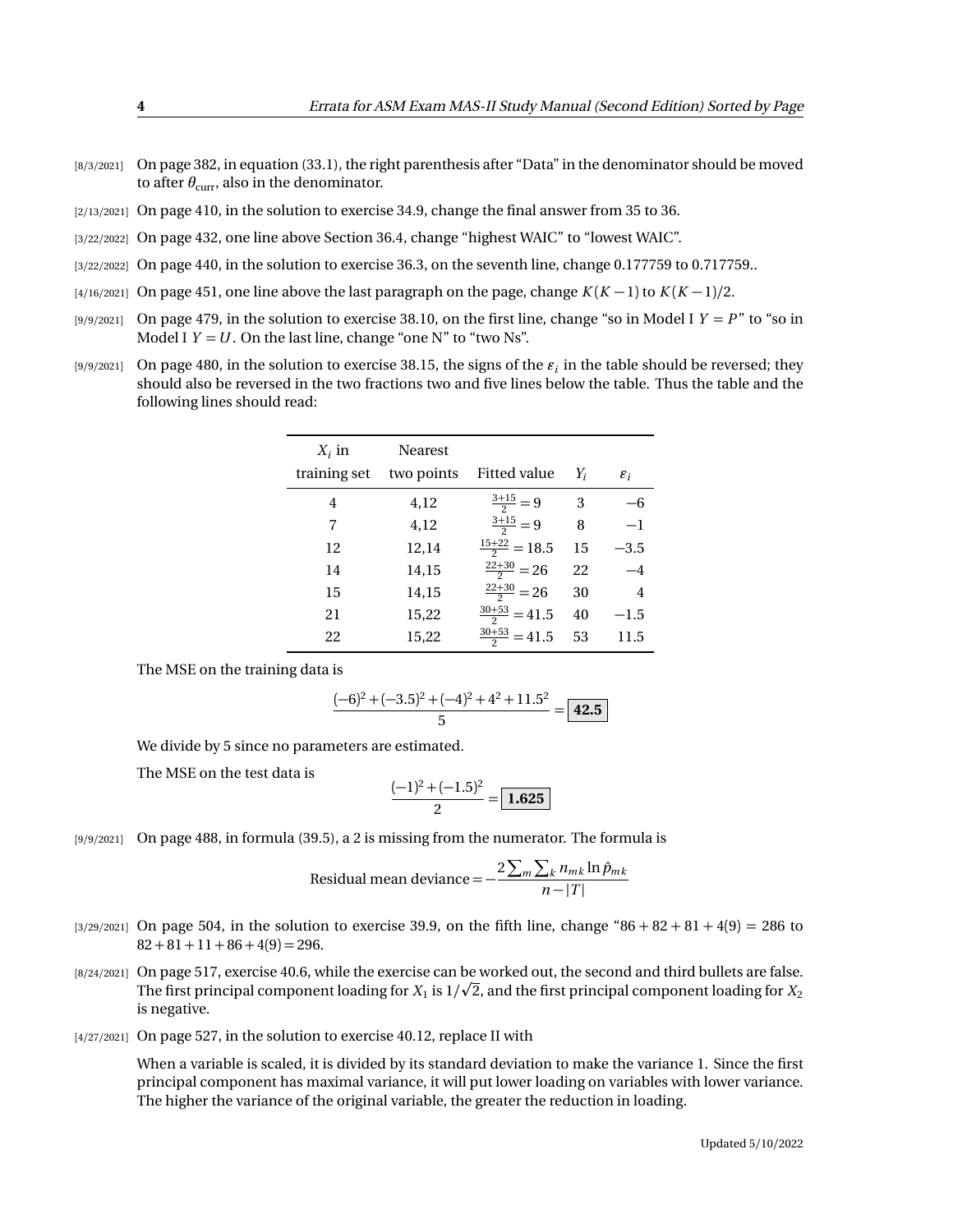[8/3/2021] On page 382, in equation (33.1), the right parenthesis after "Data" in the denominator should be moved to after $\theta_{\text{curr}}$, also in the denominator.

[2/13/2021] On page 410, in the solution to exercise 34.9, change the final answer from 35 to 36.

[3/22/2022] On page 432, one line above Section 36.4, change "highest WAIC" to "lowest WAIC".

[3/22/2022] On page 440, in the solution to exercise 36.3, on the seventh line, change 0.177759 to 0.717759..

[4/16/2021] On page 451, one line above the last paragraph on the page, change $K(K-1)$ to $K(K-1)/2$.

[9/9/2021] On page 479, in the solution to exercise 38.10, on the first line, change "so in Model I $Y = P$" to "so in Model I $Y = U$. On the last line, change "one N" to "two Ns".

[9/9/2021] On page 480, in the solution to exercise 38.15, the signs of the $\varepsilon_i$ in the table should be reversed; they should also be reversed in the two fractions two and five lines below the table. Thus the table and the following lines should read:

| $X_i$ in training set | Nearest two points | Fitted value | $Y_i$ | $\varepsilon_i$ |
|---|---|---|---|---|
| 4 | 4,12 | $\frac{3+15}{2} = 9$ | 3 | $-6$ |
| 7 | 4,12 | $\frac{3+15}{2} = 9$ | 8 | $-1$ |
| 12 | 12,14 | $\frac{15+22}{2} = 18.5$ | 15 | $-3.5$ |
| 14 | 14,15 | $\frac{22+30}{2} = 26$ | 22 | $-4$ |
| 15 | 14,15 | $\frac{22+30}{2} = 26$ | 30 | 4 |
| 21 | 15,22 | $\frac{30+53}{2} = 41.5$ | 40 | $-1.5$ |
| 22 | 15,22 | $\frac{30+53}{2} = 41.5$ | 53 | 11.5 |

The MSE on the training data is

$$\frac{(-6)^2 + (-3.5)^2 + (-4)^2 + 4^2 + 11.5^2}{5} = \boxed{\mathbf{42.5}}$$

We divide by 5 since no parameters are estimated.

The MSE on the test data is

$$\frac{(-1)^2 + (-1.5)^2}{2} = \boxed{\mathbf{1.625}}$$

[9/9/2021] On page 488, in formula (39.5), a 2 is missing from the numerator. The formula is

$$\text{Residual mean deviance} = -\frac{2\sum_m \sum_k n_{mk} \ln \hat{p}_{mk}}{n - |T|}$$

[3/29/2021] On page 504, in the solution to exercise 39.9, on the fifth line, change "$86 + 82 + 81 + 4(9) = 286$ to $82 + 81 + 11 + 86 + 4(9) = 296$.

[8/24/2021] On page 517, exercise 40.6, while the exercise can be worked out, the second and third bullets are false. The first principal component loading for $X_1$ is $1/\sqrt{2}$, and the first principal component loading for $X_2$ is negative.

[4/27/2021] On page 527, in the solution to exercise 40.12, replace II with

When a variable is scaled, it is divided by its standard deviation to make the variance 1. Since the first principal component has maximal variance, it will put lower loading on variables with lower variance. The higher the variance of the original variable, the greater the reduction in loading.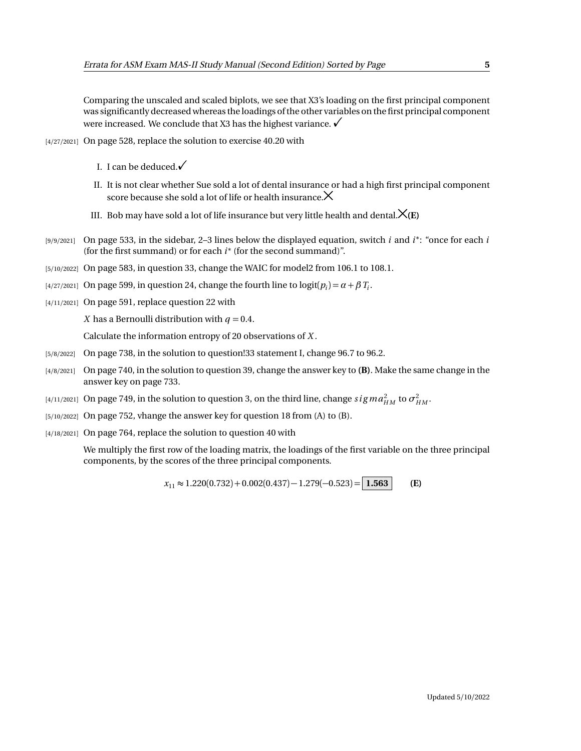Comparing the unscaled and scaled biplots, we see that X3's loading on the first principal component was significantly decreased whereas the loadings of the other variables on the first principal component were increased. We conclude that X3 has the highest variance. ✓

[4/27/2021] On page 528, replace the solution to exercise 40.20 with

I. I can be deduced.✓

II. It is not clear whether Sue sold a lot of dental insurance or had a high first principal component score because she sold a lot of life or health insurance.✗

III. Bob may have sold a lot of life insurance but very little health and dental.✗**(E)**

[9/9/2021] On page 533, in the sidebar, 2–3 lines below the displayed equation, switch $i$ and $i^*$: "once for each $i$ (for the first summand) or for each $i^*$ (for the second summand)".

[5/10/2022] On page 583, in question 33, change the WAIC for model2 from 106.1 to 108.1.

[4/27/2021] On page 599, in question 24, change the fourth line to $\text{logit}(p_i) = \alpha + \beta T_i$.

[4/11/2021] On page 591, replace question 22 with

$X$ has a Bernoulli distribution with $q = 0.4$.

Calculate the information entropy of 20 observations of $X$.

[5/8/2022] On page 738, in the solution to question!33 statement I, change 96.7 to 96.2.

[4/8/2021] On page 740, in the solution to question 39, change the answer key to **(B)**. Make the same change in the answer key on page 733.

[4/11/2021] On page 749, in the solution to question 3, on the third line, change $sigma^2_{HM}$ to $\sigma^2_{HM}$.

[5/10/2022] On page 752, vhange the answer key for question 18 from (A) to (B).

[4/18/2021] On page 764, replace the solution to question 40 with

We multiply the first row of the loading matrix, the loadings of the first variable on the three principal components, by the scores of the three principal components.

$$x_{11} \approx 1.220(0.732) + 0.002(0.437) - 1.279(-0.523) = \boxed{\mathbf{1.563}} \qquad \textbf{(E)}$$